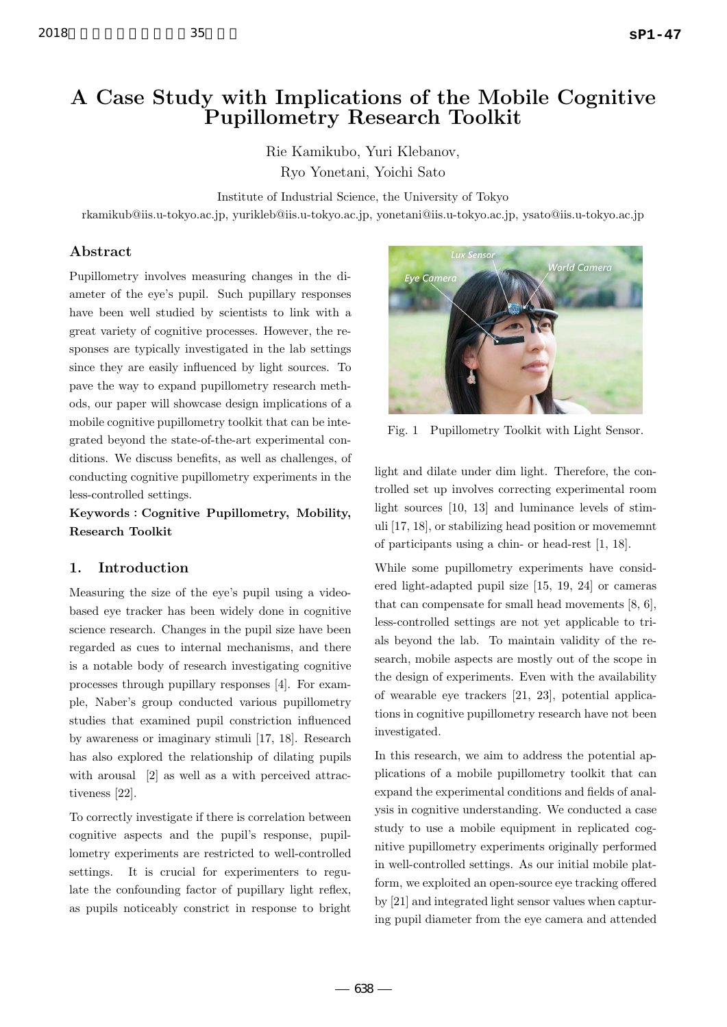# A Case Study with Implications of the Mobile Cognitive Pupillometry Research Toolkit

Rie Kamikubo, Yuri Klebanov,
Ryo Yonetani, Yoichi Sato

Institute of Industrial Science, the University of Tokyo
rkamikub@iis.u-tokyo.ac.jp, yurikleb@iis.u-tokyo.ac.jp, yonetani@iis.u-tokyo.ac.jp, ysato@iis.u-tokyo.ac.jp

## Abstract

Pupillometry involves measuring changes in the diameter of the eye's pupil. Such pupillary responses have been well studied by scientists to link with a great variety of cognitive processes. However, the responses are typically investigated in the lab settings since they are easily influenced by light sources. To pave the way to expand pupillometry research methods, our paper will showcase design implications of a mobile cognitive pupillometry toolkit that can be integrated beyond the state-of-the-art experimental conditions. We discuss benefits, as well as challenges, of conducting cognitive pupillometry experiments in the less-controlled settings.

**Keywords : Cognitive Pupillometry, Mobility, Research Toolkit**

## 1. Introduction

Measuring the size of the eye's pupil using a video-based eye tracker has been widely done in cognitive science research. Changes in the pupil size have been regarded as cues to internal mechanisms, and there is a notable body of research investigating cognitive processes through pupillary responses [4]. For example, Naber's group conducted various pupillometry studies that examined pupil constriction influenced by awareness or imaginary stimuli [17, 18]. Research has also explored the relationship of dilating pupils with arousal [2] as well as a with perceived attractiveness [22].

To correctly investigate if there is correlation between cognitive aspects and the pupil's response, pupillometry experiments are restricted to well-controlled settings. It is crucial for experimenters to regulate the confounding factor of pupillary light reflex, as pupils noticeably constrict in response to bright light and dilate under dim light. Therefore, the controlled set up involves correcting experimental room light sources [10, 13] and luminance levels of stimuli [17, 18], or stabilizing head position or movememnt of participants using a chin- or head-rest [1, 18].

Fig. 1 Pupillometry Toolkit with Light Sensor.

While some pupillometry experiments have considered light-adapted pupil size [15, 19, 24] or cameras that can compensate for small head movements [8, 6], less-controlled settings are not yet applicable to trials beyond the lab. To maintain validity of the research, mobile aspects are mostly out of the scope in the design of experiments. Even with the availability of wearable eye trackers [21, 23], potential applications in cognitive pupillometry research have not been investigated.

In this research, we aim to address the potential applications of a mobile pupillometry toolkit that can expand the experimental conditions and fields of analysis in cognitive understanding. We conducted a case study to use a mobile equipment in replicated cognitive pupillometry experiments originally performed in well-controlled settings. As our initial mobile platform, we exploited an open-source eye tracking offered by [21] and integrated light sensor values when capturing pupil diameter from the eye camera and attended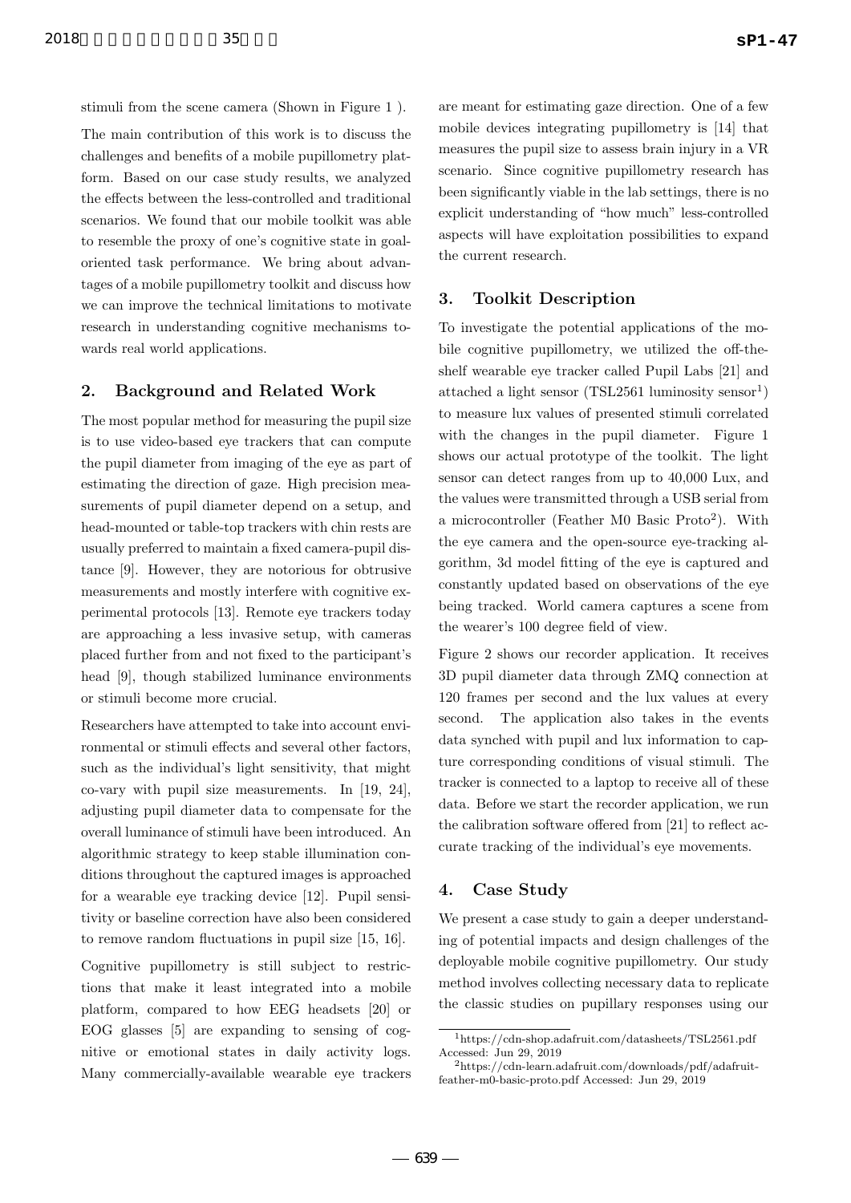stimuli from the scene camera (Shown in Figure 1 ).

The main contribution of this work is to discuss the challenges and benefits of a mobile pupillometry platform. Based on our case study results, we analyzed the effects between the less-controlled and traditional scenarios. We found that our mobile toolkit was able to resemble the proxy of one's cognitive state in goal-oriented task performance. We bring about advantages of a mobile pupillometry toolkit and discuss how we can improve the technical limitations to motivate research in understanding cognitive mechanisms towards real world applications.

## 2. Background and Related Work

The most popular method for measuring the pupil size is to use video-based eye trackers that can compute the pupil diameter from imaging of the eye as part of estimating the direction of gaze. High precision measurements of pupil diameter depend on a setup, and head-mounted or table-top trackers with chin rests are usually preferred to maintain a fixed camera-pupil distance [9]. However, they are notorious for obtrusive measurements and mostly interfere with cognitive experimental protocols [13]. Remote eye trackers today are approaching a less invasive setup, with cameras placed further from and not fixed to the participant's head [9], though stabilized luminance environments or stimuli become more crucial.

Researchers have attempted to take into account environmental or stimuli effects and several other factors, such as the individual's light sensitivity, that might co-vary with pupil size measurements. In [19, 24], adjusting pupil diameter data to compensate for the overall luminance of stimuli have been introduced. An algorithmic strategy to keep stable illumination conditions throughout the captured images is approached for a wearable eye tracking device [12]. Pupil sensitivity or baseline correction have also been considered to remove random fluctuations in pupil size [15, 16].

Cognitive pupillometry is still subject to restrictions that make it least integrated into a mobile platform, compared to how EEG headsets [20] or EOG glasses [5] are expanding to sensing of cognitive or emotional states in daily activity logs. Many commercially-available wearable eye trackers are meant for estimating gaze direction. One of a few mobile devices integrating pupillometry is [14] that measures the pupil size to assess brain injury in a VR scenario. Since cognitive pupillometry research has been significantly viable in the lab settings, there is no explicit understanding of "how much" less-controlled aspects will have exploitation possibilities to expand the current research.

## 3. Toolkit Description

To investigate the potential applications of the mobile cognitive pupillometry, we utilized the off-the-shelf wearable eye tracker called Pupil Labs [21] and attached a light sensor (TSL2561 luminosity sensor[1]) to measure lux values of presented stimuli correlated with the changes in the pupil diameter. Figure 1 shows our actual prototype of the toolkit. The light sensor can detect ranges from up to 40,000 Lux, and the values were transmitted through a USB serial from a microcontroller (Feather M0 Basic Proto[2]). With the eye camera and the open-source eye-tracking algorithm, 3d model fitting of the eye is captured and constantly updated based on observations of the eye being tracked. World camera captures a scene from the wearer's 100 degree field of view.

Figure 2 shows our recorder application. It receives 3D pupil diameter data through ZMQ connection at 120 frames per second and the lux values at every second. The application also takes in the events data synched with pupil and lux information to capture corresponding conditions of visual stimuli. The tracker is connected to a laptop to receive all of these data. Before we start the recorder application, we run the calibration software offered from [21] to reflect accurate tracking of the individual's eye movements.

## 4. Case Study

We present a case study to gain a deeper understanding of potential impacts and design challenges of the deployable mobile cognitive pupillometry. Our study method involves collecting necessary data to replicate the classic studies on pupillary responses using our

[1] https://cdn-shop.adafruit.com/datasheets/TSL2561.pdf Accessed: Jun 29, 2019

[2] https://cdn-learn.adafruit.com/downloads/pdf/adafruit-feather-m0-basic-proto.pdf Accessed: Jun 29, 2019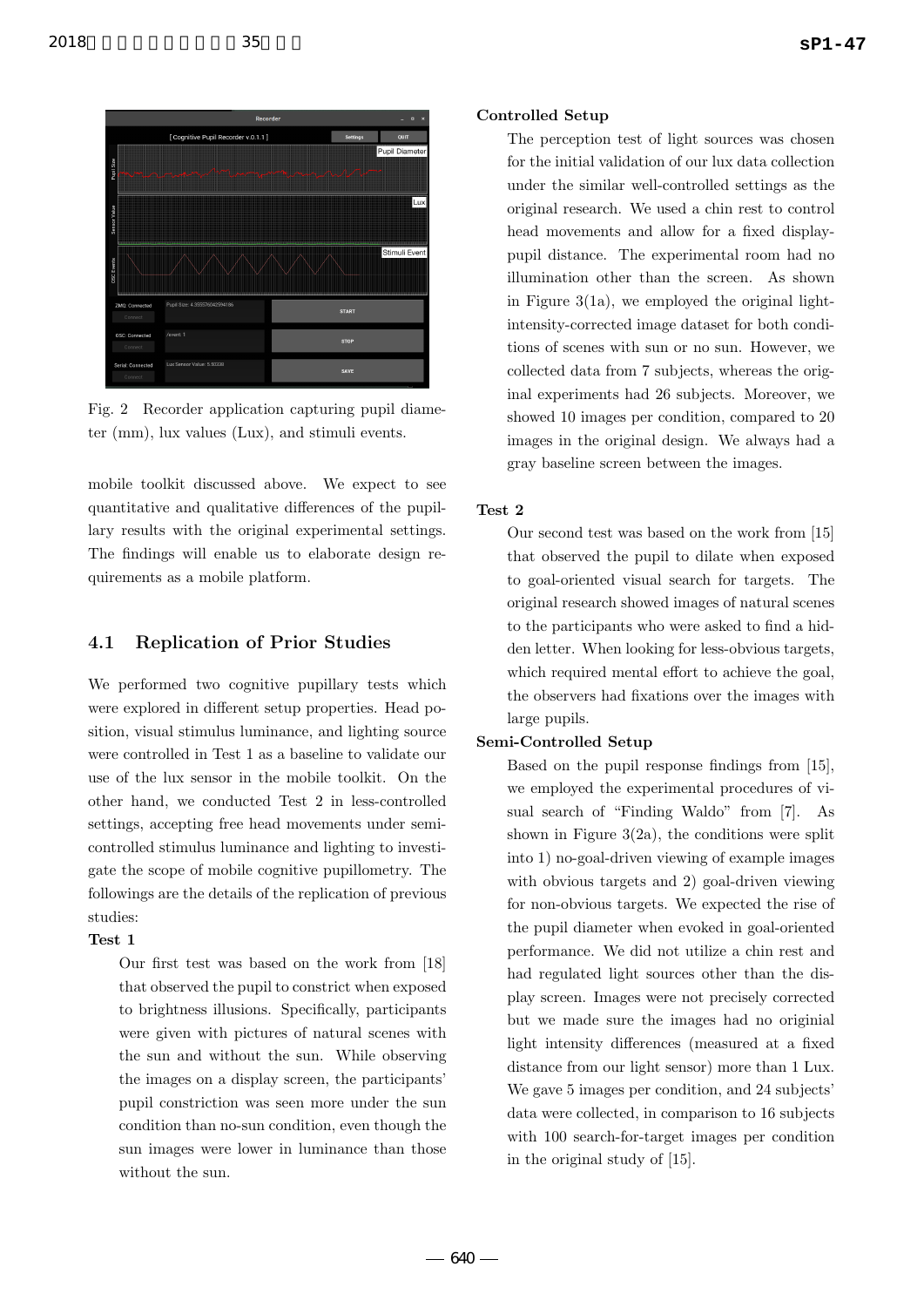Fig. 2 Recorder application capturing pupil diameter (mm), lux values (Lux), and stimuli events.

mobile toolkit discussed above. We expect to see quantitative and qualitative differences of the pupillary results with the original experimental settings. The findings will enable us to elaborate design requirements as a mobile platform.

## 4.1 Replication of Prior Studies

We performed two cognitive pupillary tests which were explored in different setup properties. Head position, visual stimulus luminance, and lighting source were controlled in Test 1 as a baseline to validate our use of the lux sensor in the mobile toolkit. On the other hand, we conducted Test 2 in less-controlled settings, accepting free head movements under semi-controlled stimulus luminance and lighting to investigate the scope of mobile cognitive pupillometry. The followings are the details of the replication of previous studies:

**Test 1**

Our first test was based on the work from [18] that observed the pupil to constrict when exposed to brightness illusions. Specifically, participants were given with pictures of natural scenes with the sun and without the sun. While observing the images on a display screen, the participants' pupil constriction was seen more under the sun condition than no-sun condition, even though the sun images were lower in luminance than those without the sun.

**Controlled Setup**

The perception test of light sources was chosen for the initial validation of our lux data collection under the similar well-controlled settings as the original research. We used a chin rest to control head movements and allow for a fixed display-pupil distance. The experimental room had no illumination other than the screen. As shown in Figure 3(1a), we employed the original light-intensity-corrected image dataset for both conditions of scenes with sun or no sun. However, we collected data from 7 subjects, whereas the original experiments had 26 subjects. Moreover, we showed 10 images per condition, compared to 20 images in the original design. We always had a gray baseline screen between the images.

**Test 2**

Our second test was based on the work from [15] that observed the pupil to dilate when exposed to goal-oriented visual search for targets. The original research showed images of natural scenes to the participants who were asked to find a hidden letter. When looking for less-obvious targets, which required mental effort to achieve the goal, the observers had fixations over the images with large pupils.

**Semi-Controlled Setup**

Based on the pupil response findings from [15], we employed the experimental procedures of visual search of "Finding Waldo" from [7]. As shown in Figure 3(2a), the conditions were split into 1) no-goal-driven viewing of example images with obvious targets and 2) goal-driven viewing for non-obvious targets. We expected the rise of the pupil diameter when evoked in goal-oriented performance. We did not utilize a chin rest and had regulated light sources other than the display screen. Images were not precisely corrected but we made sure the images had no originial light intensity differences (measured at a fixed distance from our light sensor) more than 1 Lux. We gave 5 images per condition, and 24 subjects' data were collected, in comparison to 16 subjects with 100 search-for-target images per condition in the original study of [15].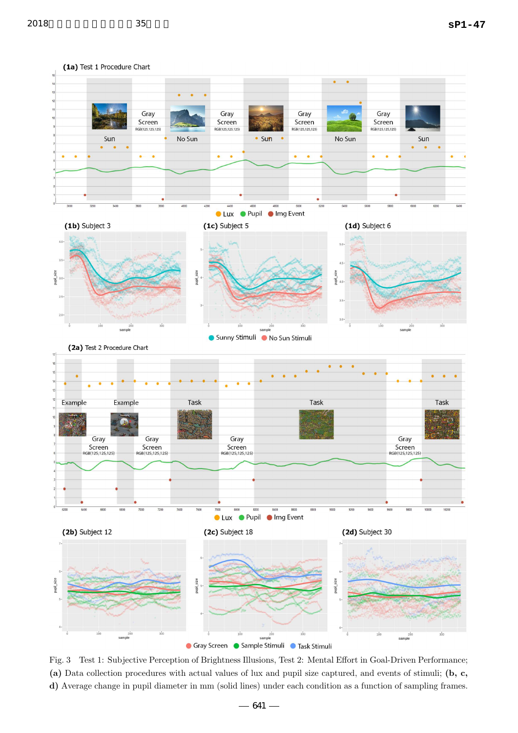Fig. 3 Test 1: Subjective Perception of Brightness Illusions, Test 2: Mental Effort in Goal-Driven Performance; **(a)** Data collection procedures with actual values of lux and pupil size captured, and events of stimuli; **(b, c, d)** Average change in pupil diameter in mm (solid lines) under each condition as a function of sampling frames.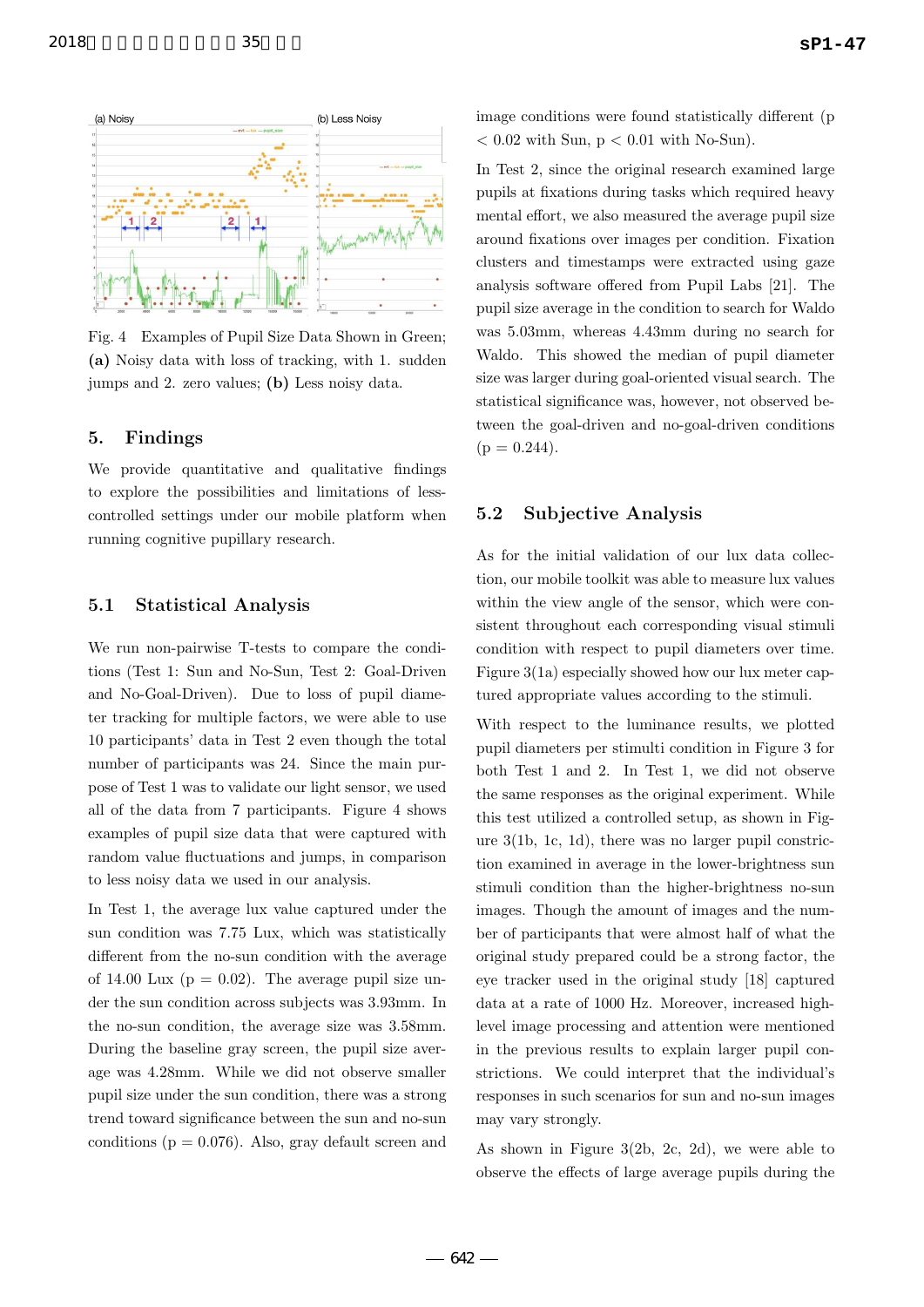Fig. 4 Examples of Pupil Size Data Shown in Green; **(a)** Noisy data with loss of tracking, with 1. sudden jumps and 2. zero values; **(b)** Less noisy data.

## 5. Findings

We provide quantitative and qualitative findings to explore the possibilities and limitations of less-controlled settings under our mobile platform when running cognitive pupillary research.

### 5.1 Statistical Analysis

We run non-pairwise T-tests to compare the conditions (Test 1: Sun and No-Sun, Test 2: Goal-Driven and No-Goal-Driven). Due to loss of pupil diameter tracking for multiple factors, we were able to use 10 participants' data in Test 2 even though the total number of participants was 24. Since the main purpose of Test 1 was to validate our light sensor, we used all of the data from 7 participants. Figure 4 shows examples of pupil size data that were captured with random value fluctuations and jumps, in comparison to less noisy data we used in our analysis.

In Test 1, the average lux value captured under the sun condition was 7.75 Lux, which was statistically different from the no-sun condition with the average of 14.00 Lux ($p = 0.02$). The average pupil size under the sun condition across subjects was 3.93mm. In the no-sun condition, the average size was 3.58mm. During the baseline gray screen, the pupil size average was 4.28mm. While we did not observe smaller pupil size under the sun condition, there was a strong trend toward significance between the sun and no-sun conditions ($p = 0.076$). Also, gray default screen and image conditions were found statistically different ($p < 0.02$ with Sun, $p < 0.01$ with No-Sun).

In Test 2, since the original research examined large pupils at fixations during tasks which required heavy mental effort, we also measured the average pupil size around fixations over images per condition. Fixation clusters and timestamps were extracted using gaze analysis software offered from Pupil Labs [21]. The pupil size average in the condition to search for Waldo was 5.03mm, whereas 4.43mm during no search for Waldo. This showed the median of pupil diameter size was larger during goal-oriented visual search. The statistical significance was, however, not observed between the goal-driven and no-goal-driven conditions ($p = 0.244$).

### 5.2 Subjective Analysis

As for the initial validation of our lux data collection, our mobile toolkit was able to measure lux values within the view angle of the sensor, which were consistent throughout each corresponding visual stimuli condition with respect to pupil diameters over time. Figure 3(1a) especially showed how our lux meter captured appropriate values according to the stimuli.

With respect to the luminance results, we plotted pupil diameters per stimuli condition in Figure 3 for both Test 1 and 2. In Test 1, we did not observe the same responses as the original experiment. While this test utilized a controlled setup, as shown in Figure 3(1b, 1c, 1d), there was no larger pupil constriction examined in average in the lower-brightness sun stimuli condition than the higher-brightness no-sun images. Though the amount of images and the number of participants that were almost half of what the original study prepared could be a strong factor, the eye tracker used in the original study [18] captured data at a rate of 1000 Hz. Moreover, increased high-level image processing and attention were mentioned in the previous results to explain larger pupil constrictions. We could interpret that the individual's responses in such scenarios for sun and no-sun images may vary strongly.

As shown in Figure 3(2b, 2c, 2d), we were able to observe the effects of large average pupils during the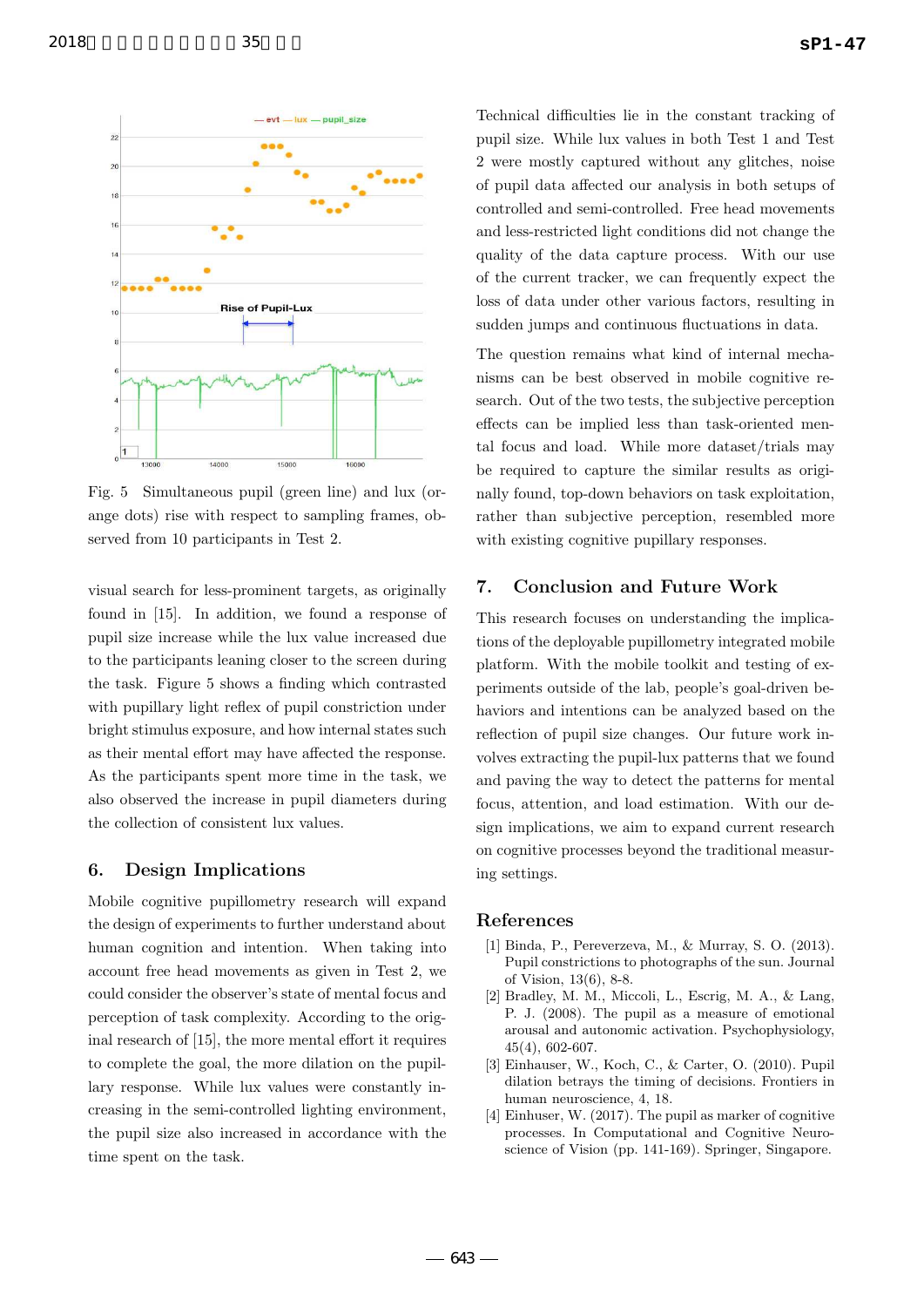Fig. 5 Simultaneous pupil (green line) and lux (orange dots) rise with respect to sampling frames, observed from 10 participants in Test 2.

visual search for less-prominent targets, as originally found in [15]. In addition, we found a response of pupil size increase while the lux value increased due to the participants leaning closer to the screen during the task. Figure 5 shows a finding which contrasted with pupillary light reflex of pupil constriction under bright stimulus exposure, and how internal states such as their mental effort may have affected the response. As the participants spent more time in the task, we also observed the increase in pupil diameters during the collection of consistent lux values.

## 6. Design Implications

Mobile cognitive pupillometry research will expand the design of experiments to further understand about human cognition and intention. When taking into account free head movements as given in Test 2, we could consider the observer's state of mental focus and perception of task complexity. According to the original research of [15], the more mental effort it requires to complete the goal, the more dilation on the pupillary response. While lux values were constantly increasing in the semi-controlled lighting environment, the pupil size also increased in accordance with the time spent on the task.

Technical difficulties lie in the constant tracking of pupil size. While lux values in both Test 1 and Test 2 were mostly captured without any glitches, noise of pupil data affected our analysis in both setups of controlled and semi-controlled. Free head movements and less-restricted light conditions did not change the quality of the data capture process. With our use of the current tracker, we can frequently expect the loss of data under other various factors, resulting in sudden jumps and continuous fluctuations in data.

The question remains what kind of internal mechanisms can be best observed in mobile cognitive research. Out of the two tests, the subjective perception effects can be implied less than task-oriented mental focus and load. While more dataset/trials may be required to capture the similar results as originally found, top-down behaviors on task exploitation, rather than subjective perception, resembled more with existing cognitive pupillary responses.

## 7. Conclusion and Future Work

This research focuses on understanding the implications of the deployable pupillometry integrated mobile platform. With the mobile toolkit and testing of experiments outside of the lab, people's goal-driven behaviors and intentions can be analyzed based on the reflection of pupil size changes. Our future work involves extracting the pupil-lux patterns that we found and paving the way to detect the patterns for mental focus, attention, and load estimation. With our design implications, we aim to expand current research on cognitive processes beyond the traditional measuring settings.

## References

[1] Binda, P., Pereverzeva, M., & Murray, S. O. (2013). Pupil constrictions to photographs of the sun. Journal of Vision, 13(6), 8-8.

[2] Bradley, M. M., Miccoli, L., Escrig, M. A., & Lang, P. J. (2008). The pupil as a measure of emotional arousal and autonomic activation. Psychophysiology, 45(4), 602-607.

[3] Einhauser, W., Koch, C., & Carter, O. (2010). Pupil dilation betrays the timing of decisions. Frontiers in human neuroscience, 4, 18.

[4] Einhuser, W. (2017). The pupil as marker of cognitive processes. In Computational and Cognitive Neuroscience of Vision (pp. 141-169). Springer, Singapore.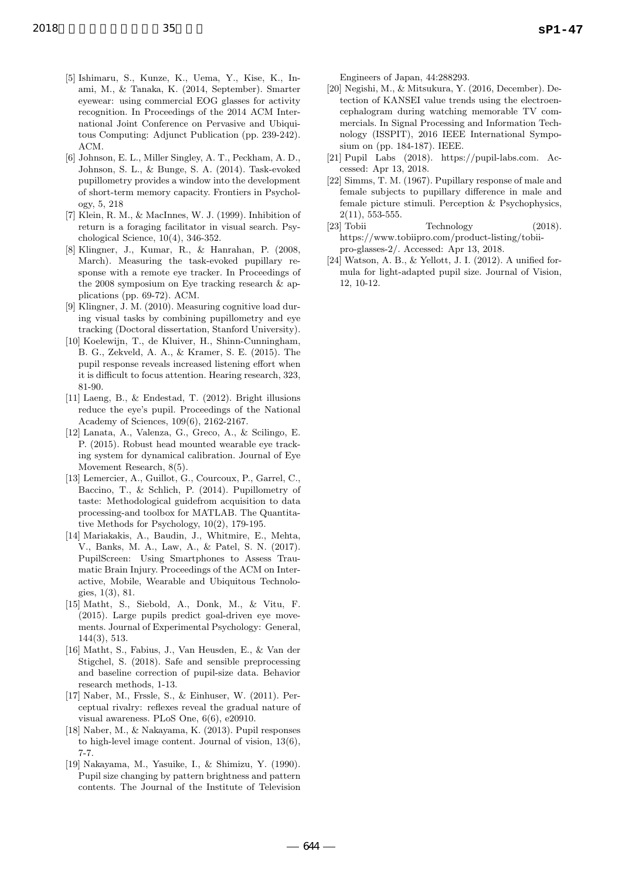[5] Ishimaru, S., Kunze, K., Uema, Y., Kise, K., Inami, M., & Tanaka, K. (2014, September). Smarter eyewear: using commercial EOG glasses for activity recognition. In Proceedings of the 2014 ACM International Joint Conference on Pervasive and Ubiquitous Computing: Adjunct Publication (pp. 239-242). ACM.

[6] Johnson, E. L., Miller Singley, A. T., Peckham, A. D., Johnson, S. L., & Bunge, S. A. (2014). Task-evoked pupillometry provides a window into the development of short-term memory capacity. Frontiers in Psychology, 5, 218

[7] Klein, R. M., & MacInnes, W. J. (1999). Inhibition of return is a foraging facilitator in visual search. Psychological Science, 10(4), 346-352.

[8] Klingner, J., Kumar, R., & Hanrahan, P. (2008, March). Measuring the task-evoked pupillary response with a remote eye tracker. In Proceedings of the 2008 symposium on Eye tracking research & applications (pp. 69-72). ACM.

[9] Klingner, J. M. (2010). Measuring cognitive load during visual tasks by combining pupillometry and eye tracking (Doctoral dissertation, Stanford University).

[10] Koelewijn, T., de Kluiver, H., Shinn-Cunningham, B. G., Zekveld, A. A., & Kramer, S. E. (2015). The pupil response reveals increased listening effort when it is difficult to focus attention. Hearing research, 323, 81-90.

[11] Laeng, B., & Endestad, T. (2012). Bright illusions reduce the eye's pupil. Proceedings of the National Academy of Sciences, 109(6), 2162-2167.

[12] Lanata, A., Valenza, G., Greco, A., & Scilingo, E. P. (2015). Robust head mounted wearable eye tracking system for dynamical calibration. Journal of Eye Movement Research, 8(5).

[13] Lemercier, A., Guillot, G., Courcoux, P., Garrel, C., Baccino, T., & Schlich, P. (2014). Pupillometry of taste: Methodological guidefrom acquisition to data processing-and toolbox for MATLAB. The Quantitative Methods for Psychology, 10(2), 179-195.

[14] Mariakakis, A., Baudin, J., Whitmire, E., Mehta, V., Banks, M. A., Law, A., & Patel, S. N. (2017). PupilScreen: Using Smartphones to Assess Traumatic Brain Injury. Proceedings of the ACM on Interactive, Mobile, Wearable and Ubiquitous Technologies, 1(3), 81.

[15] Matht, S., Siebold, A., Donk, M., & Vitu, F. (2015). Large pupils predict goal-driven eye movements. Journal of Experimental Psychology: General, 144(3), 513.

[16] Matht, S., Fabius, J., Van Heusden, E., & Van der Stigchel, S. (2018). Safe and sensible preprocessing and baseline correction of pupil-size data. Behavior research methods, 1-13.

[17] Naber, M., Frssle, S., & Einhuser, W. (2011). Perceptual rivalry: reflexes reveal the gradual nature of visual awareness. PLoS One, 6(6), e20910.

[18] Naber, M., & Nakayama, K. (2013). Pupil responses to high-level image content. Journal of vision, 13(6), 7-7.

[19] Nakayama, M., Yasuike, I., & Shimizu, Y. (1990). Pupil size changing by pattern brightness and pattern contents. The Journal of the Institute of Television Engineers of Japan, 44:288293.

[20] Negishi, M., & Mitsukura, Y. (2016, December). Detection of KANSEI value trends using the electroencephalogram during watching memorable TV commercials. In Signal Processing and Information Technology (ISSPIT), 2016 IEEE International Symposium on (pp. 184-187). IEEE.

[21] Pupil Labs (2018). https://pupil-labs.com. Accessed: Apr 13, 2018.

[22] Simms, T. M. (1967). Pupillary response of male and female subjects to pupillary difference in male and female picture stimuli. Perception & Psychophysics, 2(11), 553-555.

[23] Tobii Technology (2018). https://www.tobiipro.com/product-listing/tobii-pro-glasses-2/. Accessed: Apr 13, 2018.

[24] Watson, A. B., & Yellott, J. I. (2012). A unified formula for light-adapted pupil size. Journal of Vision, 12, 10-12.